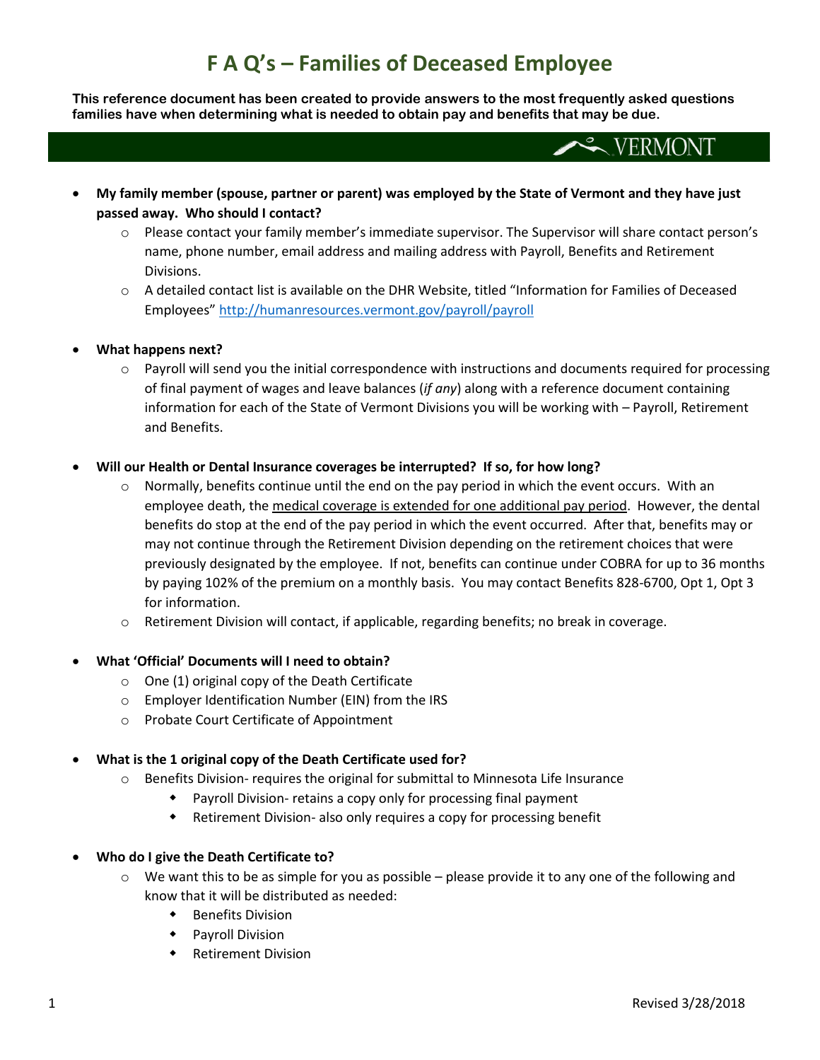# F A Q's – Families of Deceased Employee

**This reference document has been created to provide answers to the most frequently asked questions families have when determining what is needed to obtain pay and benefits that may be due.**

VERMONT

- **My family member (spouse, partner or parent) was employed by the State of Vermont and they have just passed away. Who should I contact?**
  - Please contact your family member's immediate supervisor. The Supervisor will share contact person's name, phone number, email address and mailing address with Payroll, Benefits and Retirement Divisions.
  - A detailed contact list is available on the DHR Website, titled "Information for Families of Deceased Employees" http://humanresources.vermont.gov/payroll/payroll

- **What happens next?**
  - Payroll will send you the initial correspondence with instructions and documents required for processing of final payment of wages and leave balances (*if any*) along with a reference document containing information for each of the State of Vermont Divisions you will be working with – Payroll, Retirement and Benefits.

- **Will our Health or Dental Insurance coverages be interrupted? If so, for how long?**
  - Normally, benefits continue until the end on the pay period in which the event occurs. With an employee death, the <u>medical coverage is extended for one additional pay period</u>. However, the dental benefits do stop at the end of the pay period in which the event occurred. After that, benefits may or may not continue through the Retirement Division depending on the retirement choices that were previously designated by the employee. If not, benefits can continue under COBRA for up to 36 months by paying 102% of the premium on a monthly basis. You may contact Benefits 828-6700, Opt 1, Opt 3 for information.
  - Retirement Division will contact, if applicable, regarding benefits; no break in coverage.

- **What 'Official' Documents will I need to obtain?**
  - One (1) original copy of the Death Certificate
  - Employer Identification Number (EIN) from the IRS
  - Probate Court Certificate of Appointment

- **What is the 1 original copy of the Death Certificate used for?**
  - Benefits Division- requires the original for submittal to Minnesota Life Insurance
    - Payroll Division- retains a copy only for processing final payment
    - Retirement Division- also only requires a copy for processing benefit

- **Who do I give the Death Certificate to?**
  - We want this to be as simple for you as possible – please provide it to any one of the following and know that it will be distributed as needed:
    - Benefits Division
    - Payroll Division
    - Retirement Division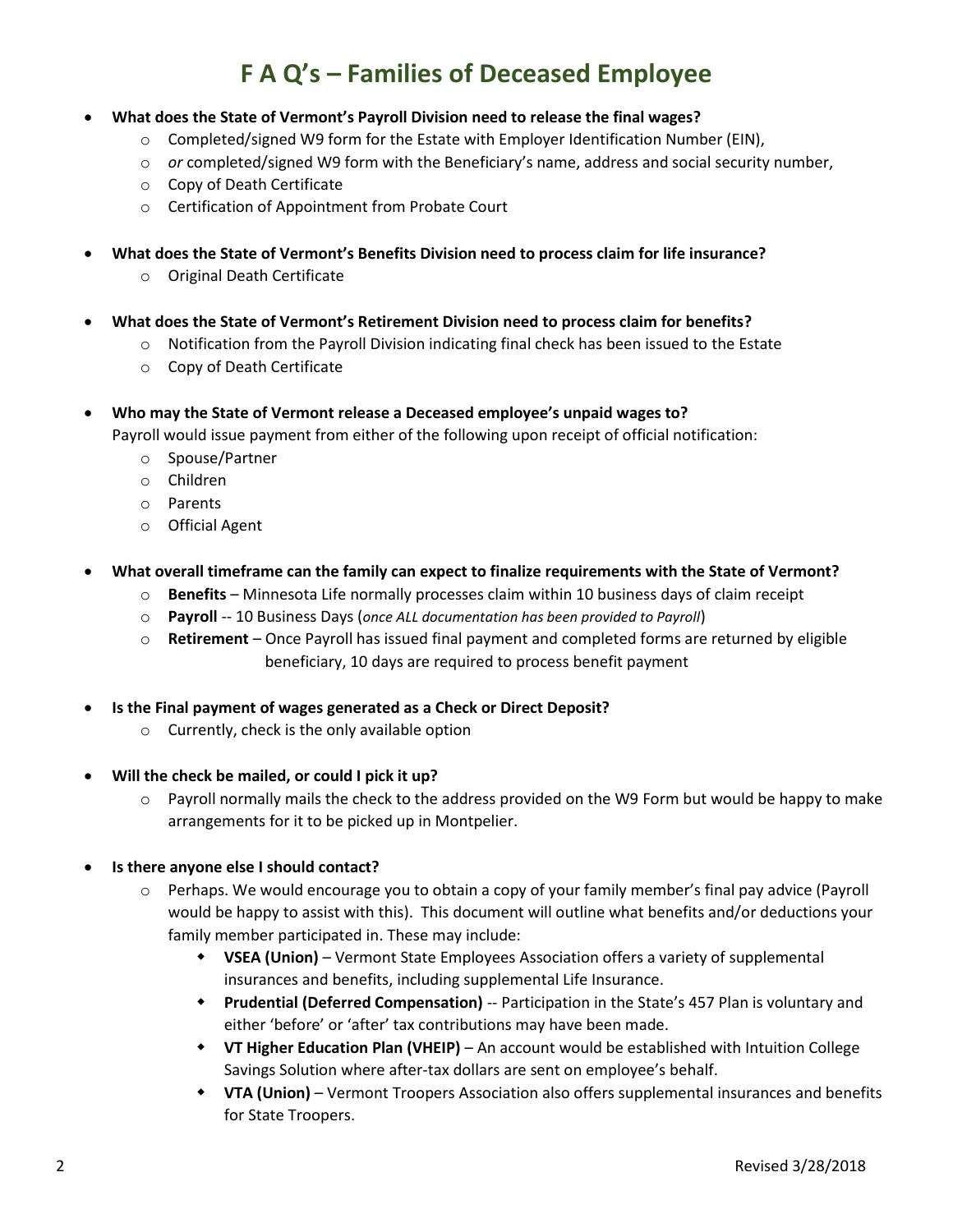# F A Q's – Families of Deceased Employee

- **What does the State of Vermont's Payroll Division need to release the final wages?**
  - Completed/signed W9 form for the Estate with Employer Identification Number (EIN),
  - *or* completed/signed W9 form with the Beneficiary's name, address and social security number,
  - Copy of Death Certificate
  - Certification of Appointment from Probate Court

- **What does the State of Vermont's Benefits Division need to process claim for life insurance?**
  - Original Death Certificate

- **What does the State of Vermont's Retirement Division need to process claim for benefits?**
  - Notification from the Payroll Division indicating final check has been issued to the Estate
  - Copy of Death Certificate

- **Who may the State of Vermont release a Deceased employee's unpaid wages to?**

  Payroll would issue payment from either of the following upon receipt of official notification:
  - Spouse/Partner
  - Children
  - Parents
  - Official Agent

- **What overall timeframe can the family can expect to finalize requirements with the State of Vermont?**
  - **Benefits** – Minnesota Life normally processes claim within 10 business days of claim receipt
  - **Payroll** -- 10 Business Days (*once ALL documentation has been provided to Payroll*)
  - **Retirement** – Once Payroll has issued final payment and completed forms are returned by eligible beneficiary, 10 days are required to process benefit payment

- **Is the Final payment of wages generated as a Check or Direct Deposit?**
  - Currently, check is the only available option

- **Will the check be mailed, or could I pick it up?**
  - Payroll normally mails the check to the address provided on the W9 Form but would be happy to make arrangements for it to be picked up in Montpelier.

- **Is there anyone else I should contact?**
  - Perhaps. We would encourage you to obtain a copy of your family member's final pay advice (Payroll would be happy to assist with this). This document will outline what benefits and/or deductions your family member participated in. These may include:
    - **VSEA (Union)** – Vermont State Employees Association offers a variety of supplemental insurances and benefits, including supplemental Life Insurance.
    - **Prudential (Deferred Compensation)** -- Participation in the State's 457 Plan is voluntary and either 'before' or 'after' tax contributions may have been made.
    - **VT Higher Education Plan (VHEIP)** – An account would be established with Intuition College Savings Solution where after-tax dollars are sent on employee's behalf.
    - **VTA (Union)** – Vermont Troopers Association also offers supplemental insurances and benefits for State Troopers.

Revised 3/28/2018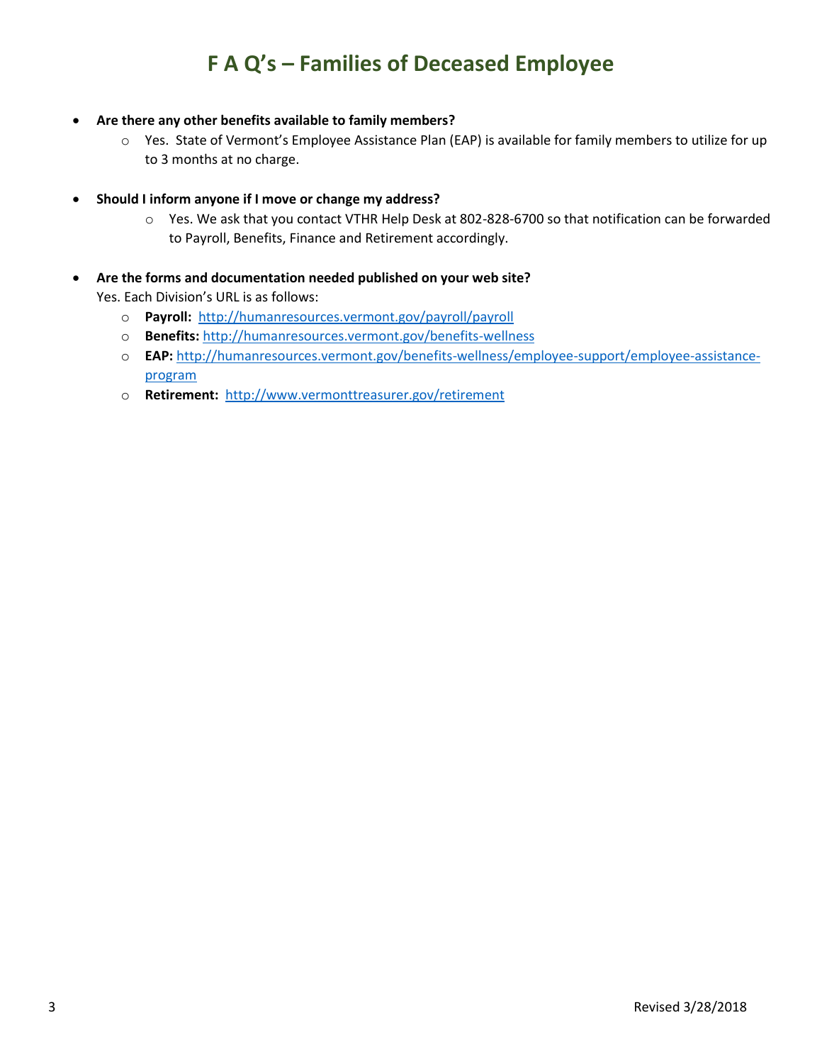# F A Q's – Families of Deceased Employee

- **Are there any other benefits available to family members?**
  - Yes. State of Vermont's Employee Assistance Plan (EAP) is available for family members to utilize for up to 3 months at no charge.

- **Should I inform anyone if I move or change my address?**
  - Yes. We ask that you contact VTHR Help Desk at 802-828-6700 so that notification can be forwarded to Payroll, Benefits, Finance and Retirement accordingly.

- **Are the forms and documentation needed published on your web site?**

  Yes. Each Division's URL is as follows:
  - **Payroll:** http://humanresources.vermont.gov/payroll/payroll
  - **Benefits:** http://humanresources.vermont.gov/benefits-wellness
  - **EAP:** http://humanresources.vermont.gov/benefits-wellness/employee-support/employee-assistance-program
  - **Retirement:** http://www.vermonttreasurer.gov/retirement

Revised 3/28/2018